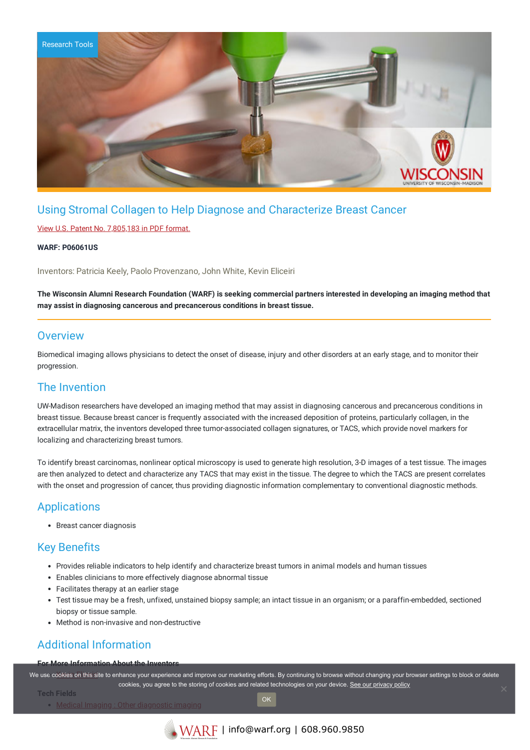Research Tools

# Using Stromal Collagen to Help Diagnose and Characterize Breast Cancer

View U.S. Patent No. 7,805,183 in PDF format.

**WARF: P06061US**

Inventors: Patricia Keely, Paolo Provenzano, John White, Kevin Eliceiri

**The Wisconsin Alumni Research Foundation (WARF) is seeking commercial partners interested in developing an imaging method that may assist in diagnosing cancerous and precancerous conditions in breast tissue.**

## Overview

Biomedical imaging allows physicians to detect the onset of disease, injury and other disorders at an early stage, and to monitor their progression.

## The Invention

UW-Madison researchers have developed an imaging method that may assist in diagnosing cancerous and precancerous conditions in breast tissue. Because breast cancer is frequently associated with the increased deposition of proteins, particularly collagen, in the extracellular matrix, the inventors developed three tumor-associated collagen signatures, or TACS, which provide novel markers for localizing and characterizing breast tumors.

To identify breast carcinomas, nonlinear optical microscopy is used to generate high resolution, 3-D images of a test tissue. The images are then analyzed to detect and characterize any TACS that may exist in the tissue. The degree to which the TACS are present correlates with the onset and progression of cancer, thus providing diagnostic information complementary to conventional diagnostic methods.

## Applications

- Breast cancer diagnosis

## Key Benefits

- Provides reliable indicators to help identify and characterize breast tumors in animal models and human tissues
- Enables clinicians to more effectively diagnose abnormal tissue
- Facilitates therapy at an earlier stage
- Test tissue may be a fresh, unfixed, unstained biopsy sample; an intact tissue in an organism; or a paraffin-embedded, sectioned biopsy or tissue sample.
- Method is non-invasive and non-destructive

## Additional Information

**For More Information About the Inventors**

We use cookies on this site to enhance your experience and improve our marketing efforts. By continuing to browse without changing your browser settings to block or delete cookies, you agree to the storing of cookies and related technologies on your device. See our privacy policy

OK

**Tech Fields**

- Medical Imaging : Other diagnostic imaging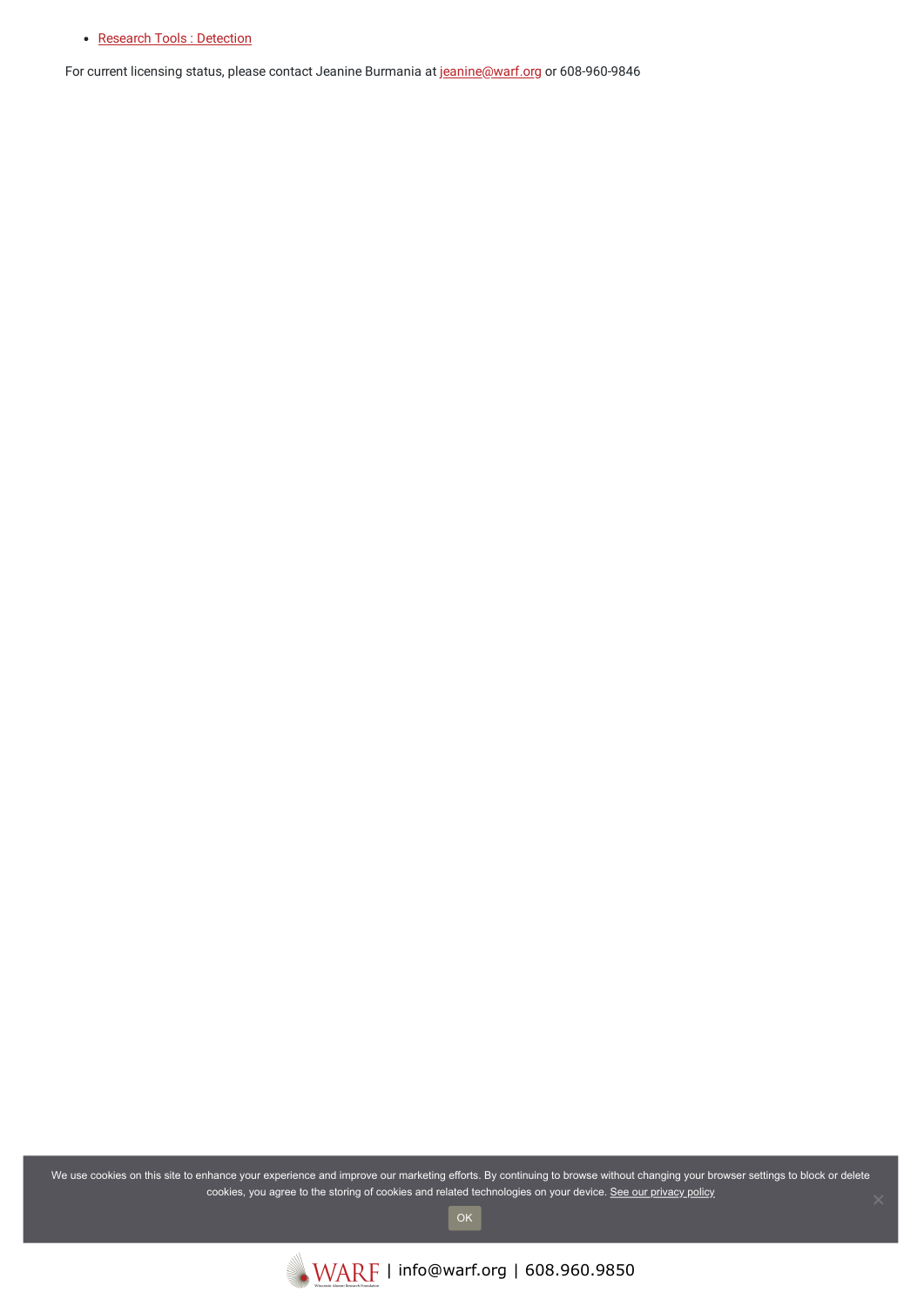- Research Tools : Detection

For current licensing status, please contact Jeanine Burmania at jeanine@warf.org or 608-960-9846